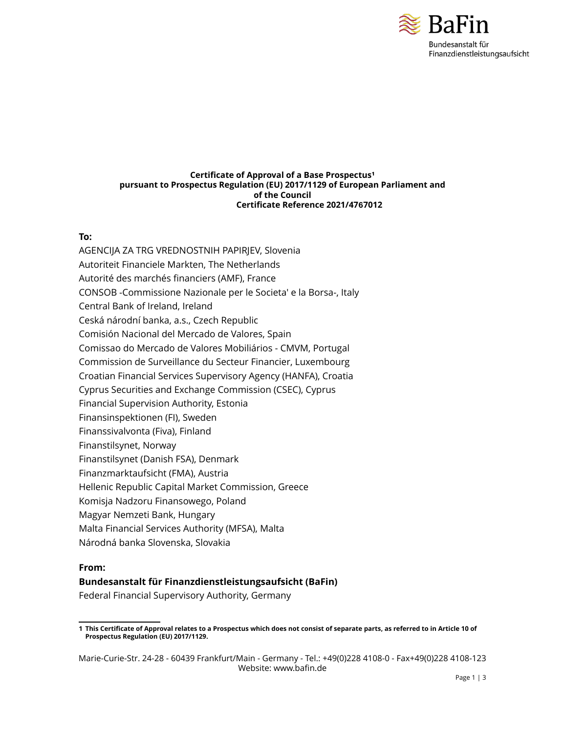**Certificate of Approval of a Base Prospectus[1]**
**pursuant to Prospectus Regulation (EU) 2017/1129 of European Parliament and of the Council**
**Certificate Reference 2021/4767012**

**To:**

AGENCIJA ZA TRG VREDNOSTNIH PAPIRJEV, Slovenia
Autoriteit Financiele Markten, The Netherlands
Autorité des marchés financiers (AMF), France
CONSOB -Commissione Nazionale per le Societa' e la Borsa-, Italy
Central Bank of Ireland, Ireland
Ceská národní banka, a.s., Czech Republic
Comisión Nacional del Mercado de Valores, Spain
Comissao do Mercado de Valores Mobiliários - CMVM, Portugal
Commission de Surveillance du Secteur Financier, Luxembourg
Croatian Financial Services Supervisory Agency (HANFA), Croatia
Cyprus Securities and Exchange Commission (CSEC), Cyprus
Financial Supervision Authority, Estonia
Finansinspektionen (FI), Sweden
Finanssivalvonta (Fiva), Finland
Finanstilsynet, Norway
Finanstilsynet (Danish FSA), Denmark
Finanzmarktaufsicht (FMA), Austria
Hellenic Republic Capital Market Commission, Greece
Komisja Nadzoru Finansowego, Poland
Magyar Nemzeti Bank, Hungary
Malta Financial Services Authority (MFSA), Malta
Národná banka Slovenska, Slovakia

**From:**

**Bundesanstalt für Finanzdienstleistungsaufsicht (BaFin)**
Federal Financial Supervisory Authority, Germany

---

**1 This Certificate of Approval relates to a Prospectus which does not consist of separate parts, as referred to in Article 10 of Prospectus Regulation (EU) 2017/1129.**

Marie-Curie-Str. 24-28 - 60439 Frankfurt/Main - Germany - Tel.: +49(0)228 4108-0 - Fax+49(0)228 4108-123
Website: www.bafin.de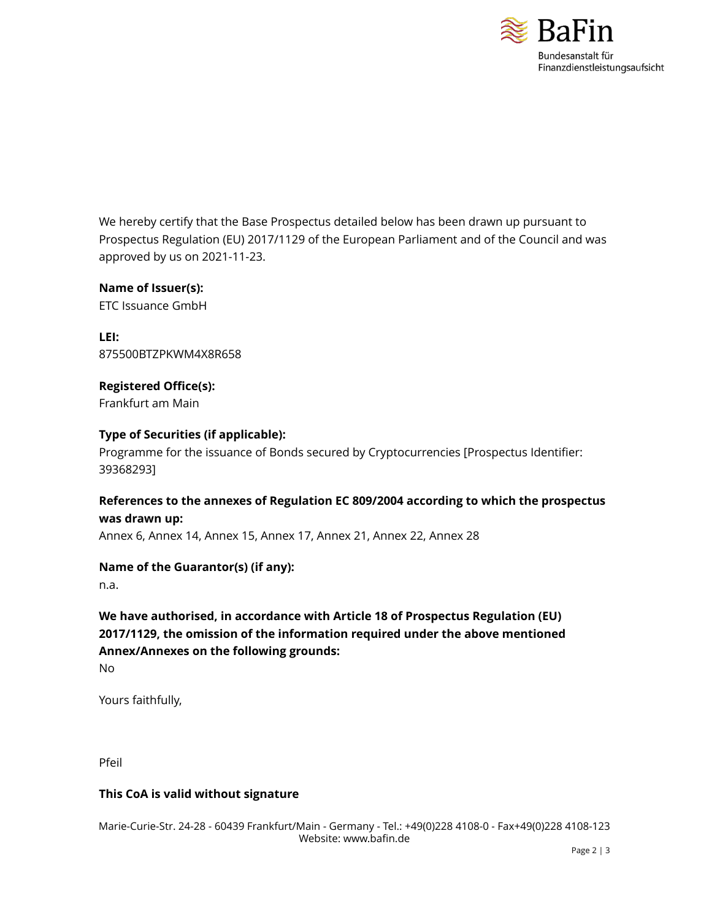We hereby certify that the Base Prospectus detailed below has been drawn up pursuant to Prospectus Regulation (EU) 2017/1129 of the European Parliament and of the Council and was approved by us on 2021-11-23.

**Name of Issuer(s):**
ETC Issuance GmbH

**LEI:**
875500BTZPKWM4X8R658

**Registered Office(s):**
Frankfurt am Main

**Type of Securities (if applicable):**
Programme for the issuance of Bonds secured by Cryptocurrencies [Prospectus Identifier: 39368293]

**References to the annexes of Regulation EC 809/2004 according to which the prospectus was drawn up:**
Annex 6, Annex 14, Annex 15, Annex 17, Annex 21, Annex 22, Annex 28

**Name of the Guarantor(s) (if any):**
n.a.

**We have authorised, in accordance with Article 18 of Prospectus Regulation (EU) 2017/1129, the omission of the information required under the above mentioned Annex/Annexes on the following grounds:**
No

Yours faithfully,

Pfeil

**This CoA is valid without signature**

Marie-Curie-Str. 24-28 - 60439 Frankfurt/Main - Germany - Tel.: +49(0)228 4108-0 - Fax+49(0)228 4108-123
Website: www.bafin.de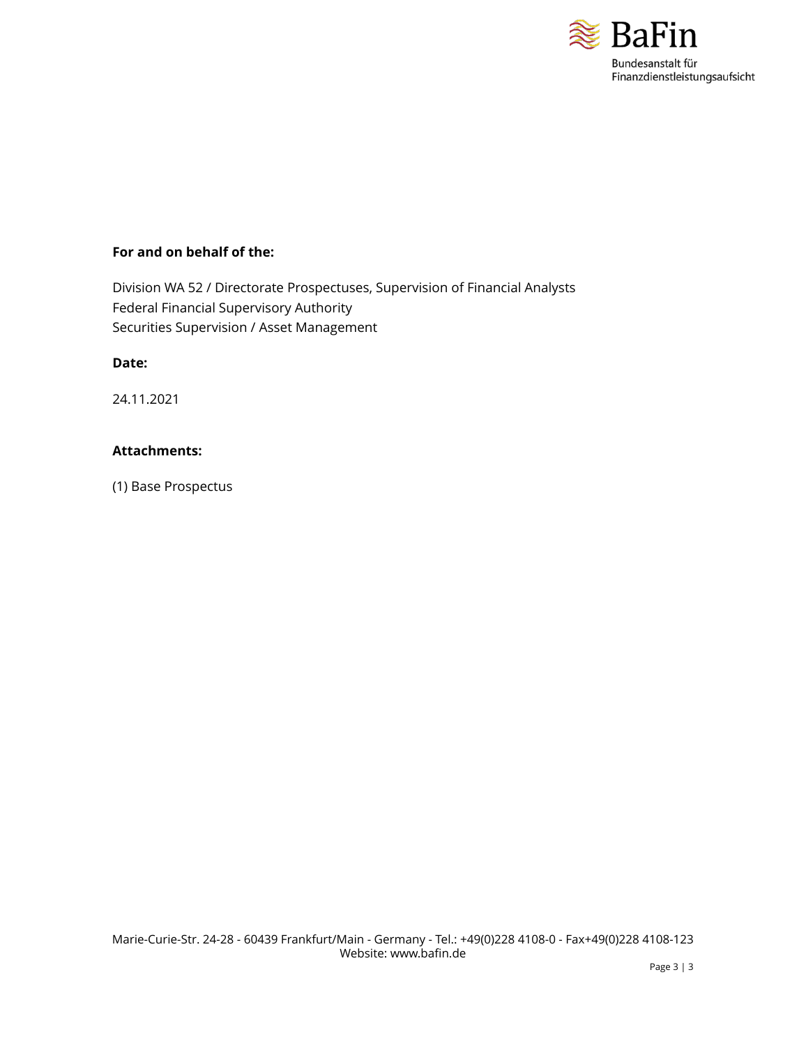**For and on behalf of the:**

Division WA 52 / Directorate Prospectuses, Supervision of Financial Analysts
Federal Financial Supervisory Authority
Securities Supervision / Asset Management

**Date:**

24.11.2021

**Attachments:**

(1) Base Prospectus